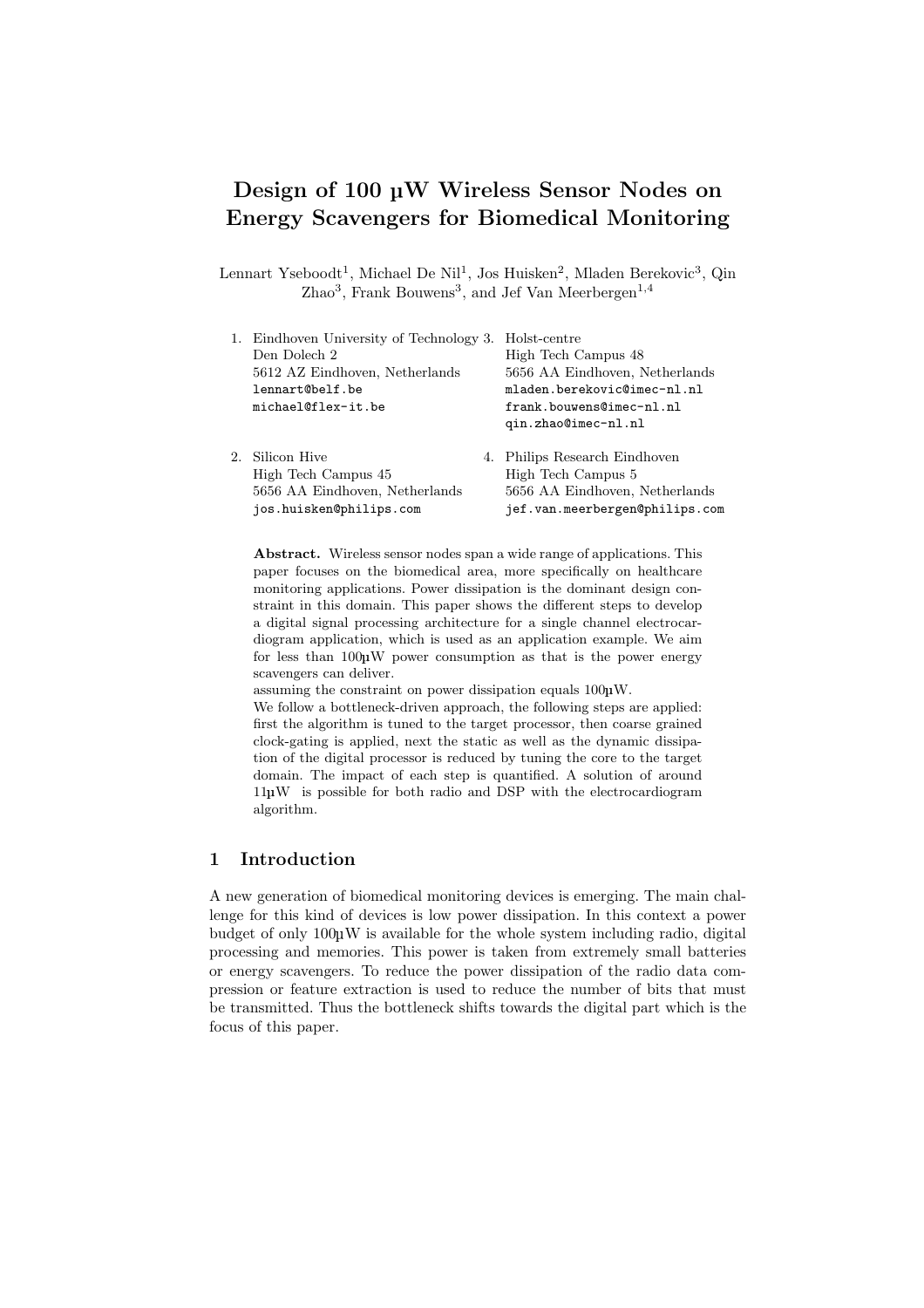# Design of 100 µW Wireless Sensor Nodes on Energy Scavengers for Biomedical Monitoring

Lennart Yseboodt[1], Michael De Nil[1], Jos Huisken[2], Mladen Berekovic[3], Qin Zhao[3], Frank Bouwens[3], and Jef Van Meerbergen[1,4]

1. Eindhoven University of Technology
   Den Dolech 2
   5612 AZ Eindhoven, Netherlands
   lennart@belf.be
   michael@flex-it.be

2. Silicon Hive
   High Tech Campus 45
   5656 AA Eindhoven, Netherlands
   jos.huisken@philips.com

3. Holst-centre
   High Tech Campus 48
   5656 AA Eindhoven, Netherlands
   mladen.berekovic@imec-nl.nl
   frank.bouwens@imec-nl.nl
   qin.zhao@imec-nl.nl

4. Philips Research Eindhoven
   High Tech Campus 5
   5656 AA Eindhoven, Netherlands
   jef.van.meerbergen@philips.com

**Abstract.** Wireless sensor nodes span a wide range of applications. This paper focuses on the biomedical area, more specifically on healthcare monitoring applications. Power dissipation is the dominant design constraint in this domain. This paper shows the different steps to develop a digital signal processing architecture for a single channel electrocardiogram application, which is used as an application example. We aim for less than 100µW power consumption as that is the power energy scavengers can deliver.
assuming the constraint on power dissipation equals 100µW.
We follow a bottleneck-driven approach, the following steps are applied: first the algorithm is tuned to the target processor, then coarse grained clock-gating is applied, next the static as well as the dynamic dissipation of the digital processor is reduced by tuning the core to the target domain. The impact of each step is quantified. A solution of around 11µW is possible for both radio and DSP with the electrocardiogram algorithm.

## 1 Introduction

A new generation of biomedical monitoring devices is emerging. The main challenge for this kind of devices is low power dissipation. In this context a power budget of only 100µW is available for the whole system including radio, digital processing and memories. This power is taken from extremely small batteries or energy scavengers. To reduce the power dissipation of the radio data compression or feature extraction is used to reduce the number of bits that must be transmitted. Thus the bottleneck shifts towards the digital part which is the focus of this paper.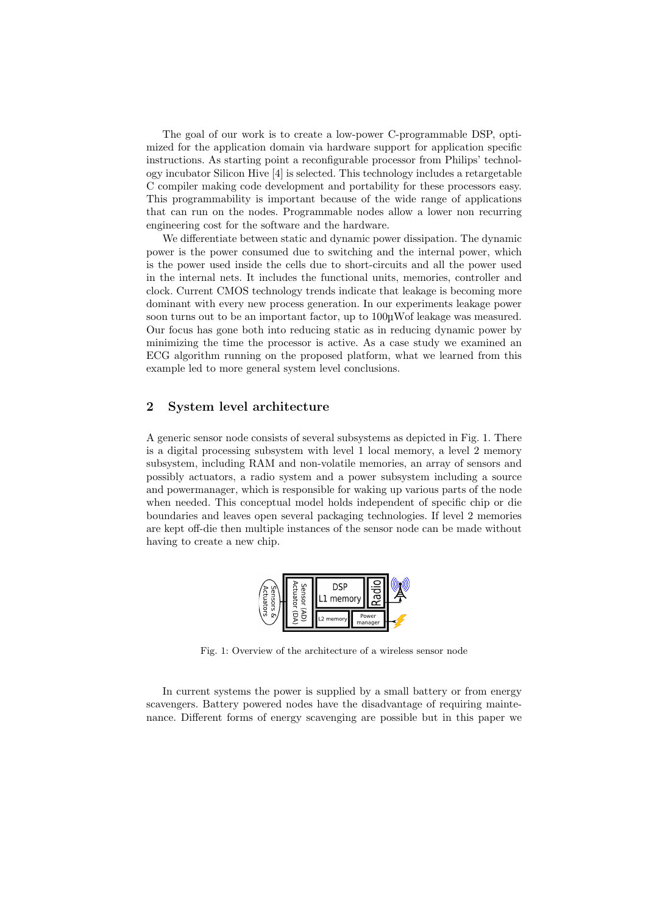The goal of our work is to create a low-power C-programmable DSP, optimized for the application domain via hardware support for application specific instructions. As starting point a reconfigurable processor from Philips' technology incubator Silicon Hive [4] is selected. This technology includes a retargetable C compiler making code development and portability for these processors easy. This programmability is important because of the wide range of applications that can run on the nodes. Programmable nodes allow a lower non recurring engineering cost for the software and the hardware.

We differentiate between static and dynamic power dissipation. The dynamic power is the power consumed due to switching and the internal power, which is the power used inside the cells due to short-circuits and all the power used in the internal nets. It includes the functional units, memories, controller and clock. Current CMOS technology trends indicate that leakage is becoming more dominant with every new process generation. In our experiments leakage power soon turns out to be an important factor, up to 100µWof leakage was measured. Our focus has gone both into reducing static as in reducing dynamic power by minimizing the time the processor is active. As a case study we examined an ECG algorithm running on the proposed platform, what we learned from this example led to more general system level conclusions.

## 2 System level architecture

A generic sensor node consists of several subsystems as depicted in Fig. 1. There is a digital processing subsystem with level 1 local memory, a level 2 memory subsystem, including RAM and non-volatile memories, an array of sensors and possibly actuators, a radio system and a power subsystem including a source and powermanager, which is responsible for waking up various parts of the node when needed. This conceptual model holds independent of specific chip or die boundaries and leaves open several packaging technologies. If level 2 memories are kept off-die then multiple instances of the sensor node can be made without having to create a new chip.

Sensors & Actuators

Sensor (AD) Actuator (DA)

DSP L1 memory

Radio

L2 memory

Power manager

Fig. 1: Overview of the architecture of a wireless sensor node

In current systems the power is supplied by a small battery or from energy scavengers. Battery powered nodes have the disadvantage of requiring maintenance. Different forms of energy scavenging are possible but in this paper we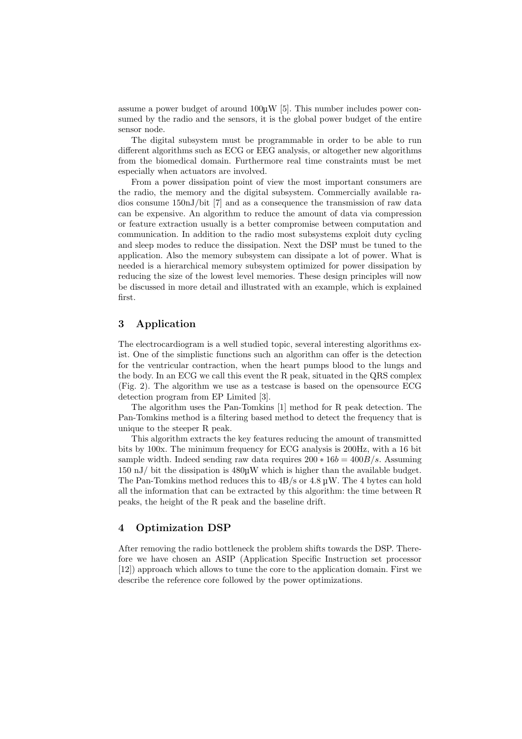assume a power budget of around 100µW [5]. This number includes power consumed by the radio and the sensors, it is the global power budget of the entire sensor node.

The digital subsystem must be programmable in order to be able to run different algorithms such as ECG or EEG analysis, or altogether new algorithms from the biomedical domain. Furthermore real time constraints must be met especially when actuators are involved.

From a power dissipation point of view the most important consumers are the radio, the memory and the digital subsystem. Commercially available radios consume 150nJ/bit [7] and as a consequence the transmission of raw data can be expensive. An algorithm to reduce the amount of data via compression or feature extraction usually is a better compromise between computation and communication. In addition to the radio most subsystems exploit duty cycling and sleep modes to reduce the dissipation. Next the DSP must be tuned to the application. Also the memory subsystem can dissipate a lot of power. What is needed is a hierarchical memory subsystem optimized for power dissipation by reducing the size of the lowest level memories. These design principles will now be discussed in more detail and illustrated with an example, which is explained first.

## 3 Application

The electrocardiogram is a well studied topic, several interesting algorithms exist. One of the simplistic functions such an algorithm can offer is the detection for the ventricular contraction, when the heart pumps blood to the lungs and the body. In an ECG we call this event the R peak, situated in the QRS complex (Fig. 2). The algorithm we use as a testcase is based on the opensource ECG detection program from EP Limited [3].

The algorithm uses the Pan-Tomkins [1] method for R peak detection. The Pan-Tomkins method is a filtering based method to detect the frequency that is unique to the steeper R peak.

This algorithm extracts the key features reducing the amount of transmitted bits by 100x. The minimum frequency for ECG analysis is 200Hz, with a 16 bit sample width. Indeed sending raw data requires $200 * 16b = 400B/s$. Assuming 150 nJ/ bit the dissipation is 480µW which is higher than the available budget. The Pan-Tomkins method reduces this to 4B/s or 4.8 µW. The 4 bytes can hold all the information that can be extracted by this algorithm: the time between R peaks, the height of the R peak and the baseline drift.

## 4 Optimization DSP

After removing the radio bottleneck the problem shifts towards the DSP. Therefore we have chosen an ASIP (Application Specific Instruction set processor [12]) approach which allows to tune the core to the application domain. First we describe the reference core followed by the power optimizations.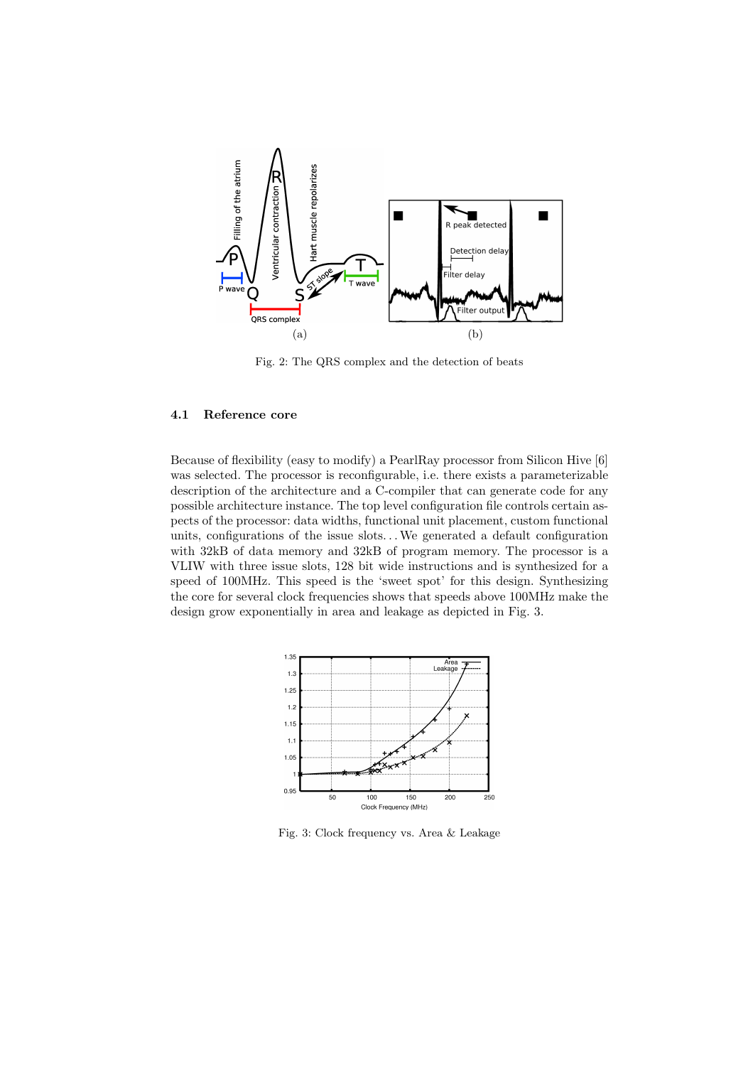Fig. 2: The QRS complex and the detection of beats

### 4.1 Reference core

Because of flexibility (easy to modify) a PearlRay processor from Silicon Hive [6] was selected. The processor is reconfigurable, i.e. there exists a parameterizable description of the architecture and a C-compiler that can generate code for any possible architecture instance. The top level configuration file controls certain aspects of the processor: data widths, functional unit placement, custom functional units, configurations of the issue slots. . . We generated a default configuration with 32kB of data memory and 32kB of program memory. The processor is a VLIW with three issue slots, 128 bit wide instructions and is synthesized for a speed of 100MHz. This speed is the 'sweet spot' for this design. Synthesizing the core for several clock frequencies shows that speeds above 100MHz make the design grow exponentially in area and leakage as depicted in Fig. 3.

Fig. 3: Clock frequency vs. Area & Leakage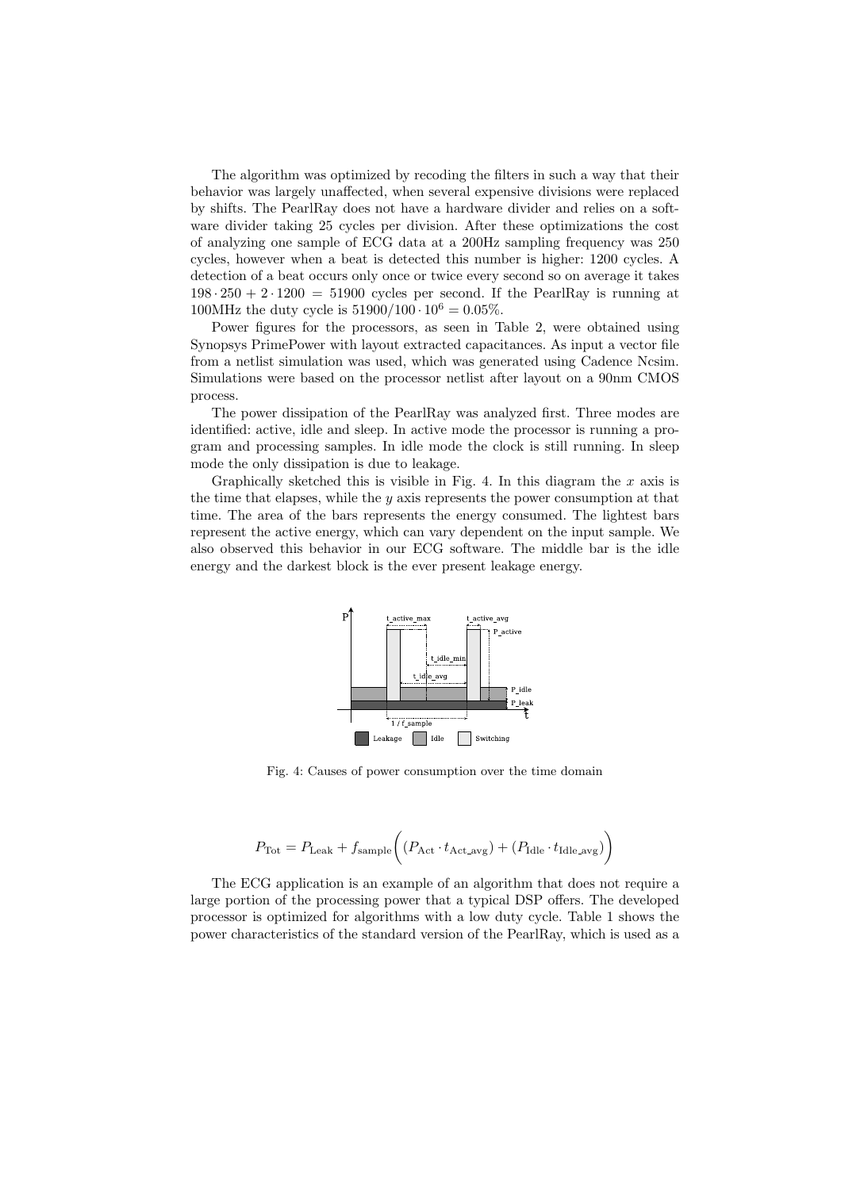The algorithm was optimized by recoding the filters in such a way that their behavior was largely unaffected, when several expensive divisions were replaced by shifts. The PearlRay does not have a hardware divider and relies on a software divider taking 25 cycles per division. After these optimizations the cost of analyzing one sample of ECG data at a 200Hz sampling frequency was 250 cycles, however when a beat is detected this number is higher: 1200 cycles. A detection of a beat occurs only once or twice every second so on average it takes $198 \cdot 250 + 2 \cdot 1200 = 51900$ cycles per second. If the PearlRay is running at 100MHz the duty cycle is $51900/100 \cdot 10^6 = 0.05\%$.

Power figures for the processors, as seen in Table 2, were obtained using Synopsys PrimePower with layout extracted capacitances. As input a vector file from a netlist simulation was used, which was generated using Cadence Ncsim. Simulations were based on the processor netlist after layout on a 90nm CMOS process.

The power dissipation of the PearlRay was analyzed first. Three modes are identified: active, idle and sleep. In active mode the processor is running a program and processing samples. In idle mode the clock is still running. In sleep mode the only dissipation is due to leakage.

Graphically sketched this is visible in Fig. 4. In this diagram the $x$ axis is the time that elapses, while the $y$ axis represents the power consumption at that time. The area of the bars represents the energy consumed. The lightest bars represent the active energy, which can vary dependent on the input sample. We also observed this behavior in our ECG software. The middle bar is the idle energy and the darkest block is the ever present leakage energy.

Fig. 4: Causes of power consumption over the time domain

$$P_{\text{Tot}} = P_{\text{Leak}} + f_{\text{sample}}\bigg((P_{\text{Act}} \cdot t_{\text{Act\_avg}}) + (P_{\text{Idle}} \cdot t_{\text{Idle\_avg}})\bigg)$$

The ECG application is an example of an algorithm that does not require a large portion of the processing power that a typical DSP offers. The developed processor is optimized for algorithms with a low duty cycle. Table 1 shows the power characteristics of the standard version of the PearlRay, which is used as a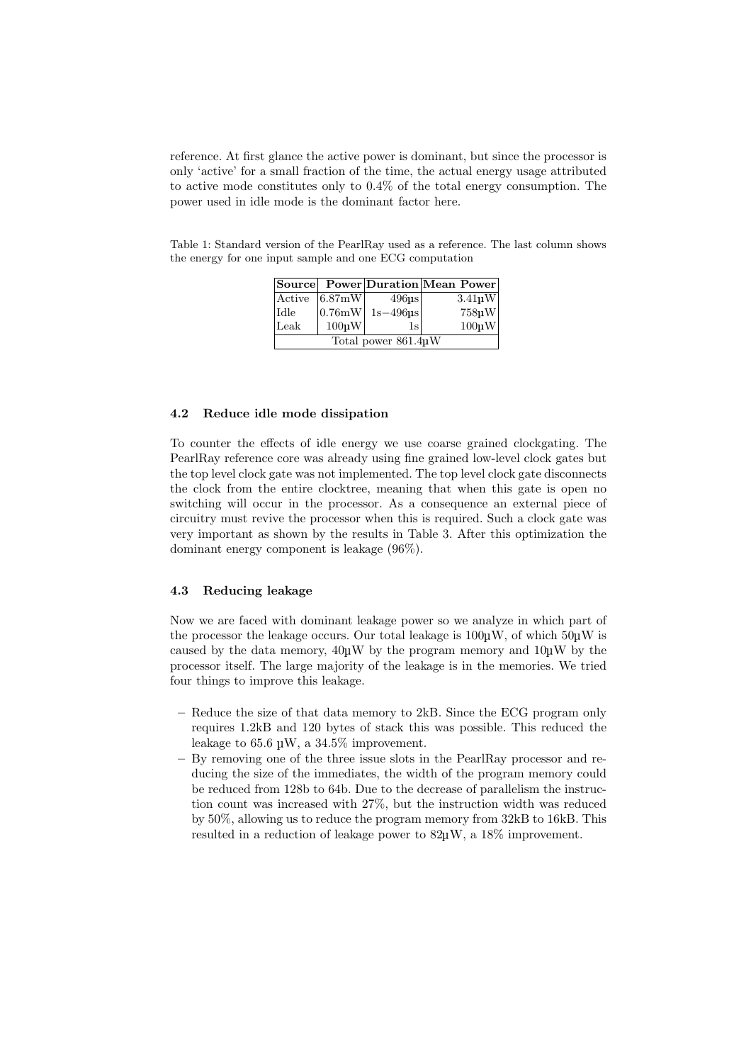reference. At first glance the active power is dominant, but since the processor is only 'active' for a small fraction of the time, the actual energy usage attributed to active mode constitutes only to 0.4% of the total energy consumption. The power used in idle mode is the dominant factor here.

Table 1: Standard version of the PearlRay used as a reference. The last column shows the energy for one input sample and one ECG computation

| Source | Power | Duration | Mean Power |
|---|---|---|---|
| Active | 6.87mW | 496µs | 3.41µW |
| Idle | 0.76mW | 1s−496µs | 758µW |
| Leak | 100µW | 1s | 100µW |
| Total power 861.4µW | | | |

### 4.2 Reduce idle mode dissipation

To counter the effects of idle energy we use coarse grained clockgating. The PearlRay reference core was already using fine grained low-level clock gates but the top level clock gate was not implemented. The top level clock gate disconnects the clock from the entire clocktree, meaning that when this gate is open no switching will occur in the processor. As a consequence an external piece of circuitry must revive the processor when this is required. Such a clock gate was very important as shown by the results in Table 3. After this optimization the dominant energy component is leakage (96%).

### 4.3 Reducing leakage

Now we are faced with dominant leakage power so we analyze in which part of the processor the leakage occurs. Our total leakage is 100µW, of which 50µW is caused by the data memory, 40µW by the program memory and 10µW by the processor itself. The large majority of the leakage is in the memories. We tried four things to improve this leakage.

- Reduce the size of that data memory to 2kB. Since the ECG program only requires 1.2kB and 120 bytes of stack this was possible. This reduced the leakage to 65.6 µW, a 34.5% improvement.
- By removing one of the three issue slots in the PearlRay processor and reducing the size of the immediates, the width of the program memory could be reduced from 128b to 64b. Due to the decrease of parallelism the instruction count was increased with 27%, but the instruction width was reduced by 50%, allowing us to reduce the program memory from 32kB to 16kB. This resulted in a reduction of leakage power to 82µW, a 18% improvement.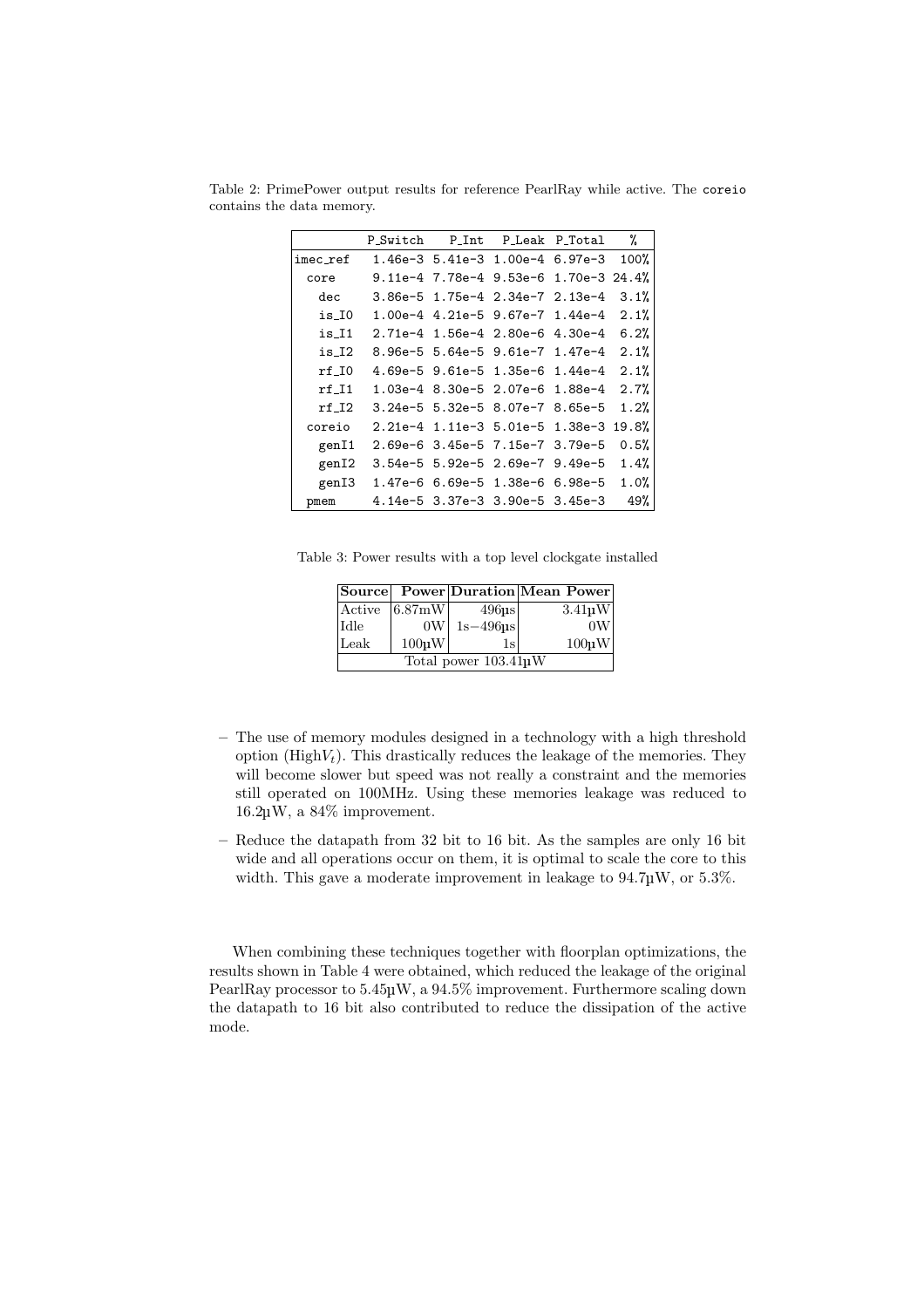Table 2: PrimePower output results for reference PearlRay while active. The `coreio` contains the data memory.

| | P_Switch | P_Int | P_Leak | P_Total | % |
|---|---|---|---|---|---|
| imec_ref | 1.46e-3 | 5.41e-3 | 1.00e-4 | 6.97e-3 | 100% |
| core | 9.11e-4 | 7.78e-4 | 9.53e-6 | 1.70e-3 | 24.4% |
| dec | 3.86e-5 | 1.75e-4 | 2.34e-7 | 2.13e-4 | 3.1% |
| is_I0 | 1.00e-4 | 4.21e-5 | 9.67e-7 | 1.44e-4 | 2.1% |
| is_I1 | 2.71e-4 | 1.56e-4 | 2.80e-6 | 4.30e-4 | 6.2% |
| is_I2 | 8.96e-5 | 5.64e-5 | 9.61e-7 | 1.47e-4 | 2.1% |
| rf_I0 | 4.69e-5 | 9.61e-5 | 1.35e-6 | 1.44e-4 | 2.1% |
| rf_I1 | 1.03e-4 | 8.30e-5 | 2.07e-6 | 1.88e-4 | 2.7% |
| rf_I2 | 3.24e-5 | 5.32e-5 | 8.07e-7 | 8.65e-5 | 1.2% |
| coreio | 2.21e-4 | 1.11e-3 | 5.01e-5 | 1.38e-3 | 19.8% |
| genI1 | 2.69e-6 | 3.45e-5 | 7.15e-7 | 3.79e-5 | 0.5% |
| genI2 | 3.54e-5 | 5.92e-5 | 2.69e-7 | 9.49e-5 | 1.4% |
| genI3 | 1.47e-6 | 6.69e-5 | 1.38e-6 | 6.98e-5 | 1.0% |
| pmem | 4.14e-5 | 3.37e-3 | 3.90e-5 | 3.45e-3 | 49% |

Table 3: Power results with a top level clockgate installed

| **Source** | **Power** | **Duration** | **Mean Power** |
|---|---|---|---|
| Active | 6.87mW | 496µs | 3.41µW |
| Idle | 0W | 1s−496µs | 0W |
| Leak | 100µW | 1s | 100µW |
| Total power 103.41µW | | | |

- The use of memory modules designed in a technology with a high threshold option (High$V_t$). This drastically reduces the leakage of the memories. They will become slower but speed was not really a constraint and the memories still operated on 100MHz. Using these memories leakage was reduced to 16.2µW, a 84% improvement.
- Reduce the datapath from 32 bit to 16 bit. As the samples are only 16 bit wide and all operations occur on them, it is optimal to scale the core to this width. This gave a moderate improvement in leakage to 94.7µW, or 5.3%.

When combining these techniques together with floorplan optimizations, the results shown in Table 4 were obtained, which reduced the leakage of the original PearlRay processor to 5.45µW, a 94.5% improvement. Furthermore scaling down the datapath to 16 bit also contributed to reduce the dissipation of the active mode.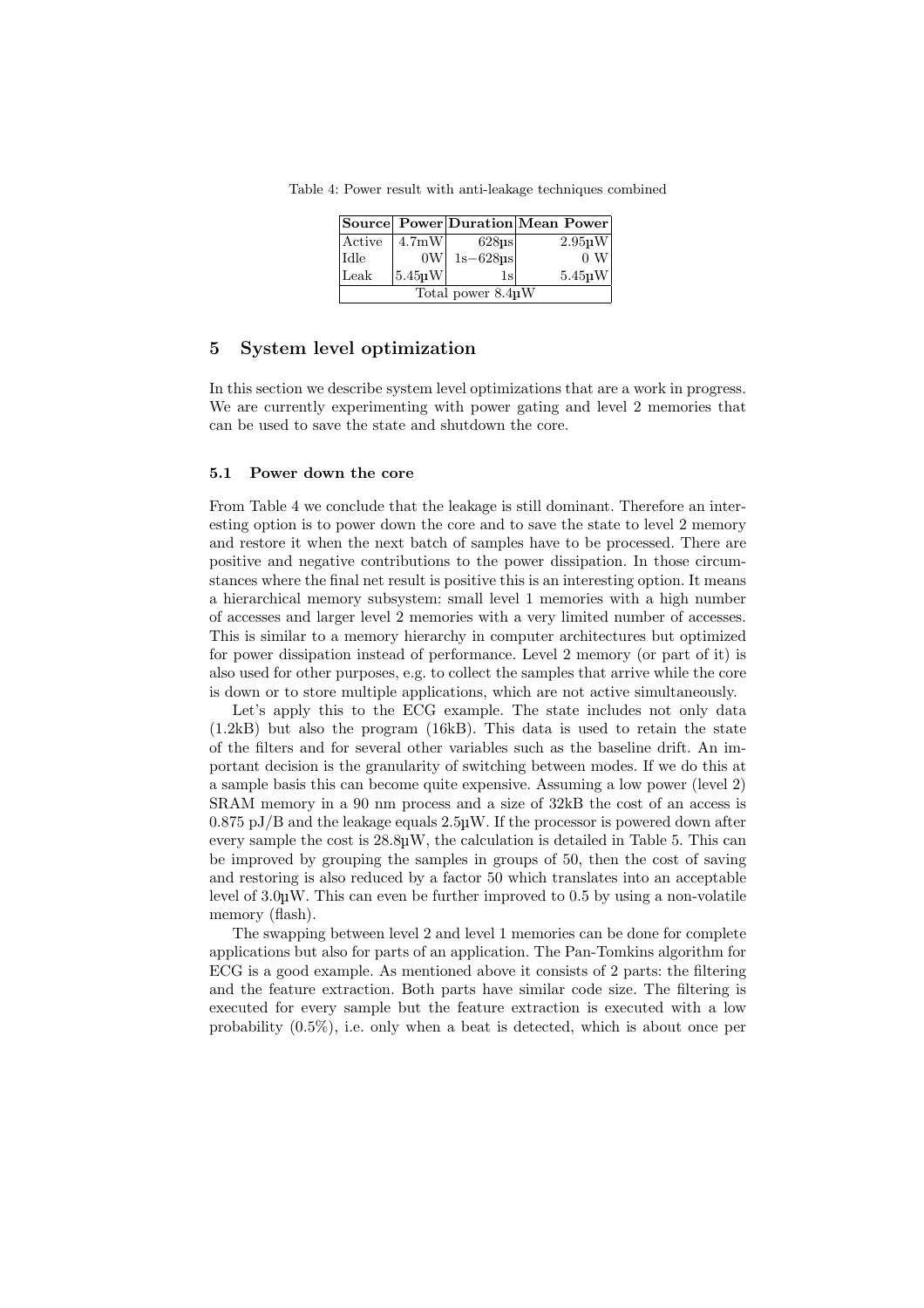Table 4: Power result with anti-leakage techniques combined

| Source | Power | Duration | Mean Power |
|---|---|---|---|
| Active | 4.7mW | 628µs | 2.95µW |
| Idle | 0W | 1s−628µs | 0 W |
| Leak | 5.45µW | 1s | 5.45µW |
| Total power 8.4µW | | | |

## 5 System level optimization

In this section we describe system level optimizations that are a work in progress. We are currently experimenting with power gating and level 2 memories that can be used to save the state and shutdown the core.

### 5.1 Power down the core

From Table 4 we conclude that the leakage is still dominant. Therefore an interesting option is to power down the core and to save the state to level 2 memory and restore it when the next batch of samples have to be processed. There are positive and negative contributions to the power dissipation. In those circumstances where the final net result is positive this is an interesting option. It means a hierarchical memory subsystem: small level 1 memories with a high number of accesses and larger level 2 memories with a very limited number of accesses. This is similar to a memory hierarchy in computer architectures but optimized for power dissipation instead of performance. Level 2 memory (or part of it) is also used for other purposes, e.g. to collect the samples that arrive while the core is down or to store multiple applications, which are not active simultaneously.

Let's apply this to the ECG example. The state includes not only data (1.2kB) but also the program (16kB). This data is used to retain the state of the filters and for several other variables such as the baseline drift. An important decision is the granularity of switching between modes. If we do this at a sample basis this can become quite expensive. Assuming a low power (level 2) SRAM memory in a 90 nm process and a size of 32kB the cost of an access is 0.875 pJ/B and the leakage equals 2.5µW. If the processor is powered down after every sample the cost is 28.8µW, the calculation is detailed in Table 5. This can be improved by grouping the samples in groups of 50, then the cost of saving and restoring is also reduced by a factor 50 which translates into an acceptable level of 3.0µW. This can even be further improved to 0.5 by using a non-volatile memory (flash).

The swapping between level 2 and level 1 memories can be done for complete applications but also for parts of an application. The Pan-Tomkins algorithm for ECG is a good example. As mentioned above it consists of 2 parts: the filtering and the feature extraction. Both parts have similar code size. The filtering is executed for every sample but the feature extraction is executed with a low probability (0.5%), i.e. only when a beat is detected, which is about once per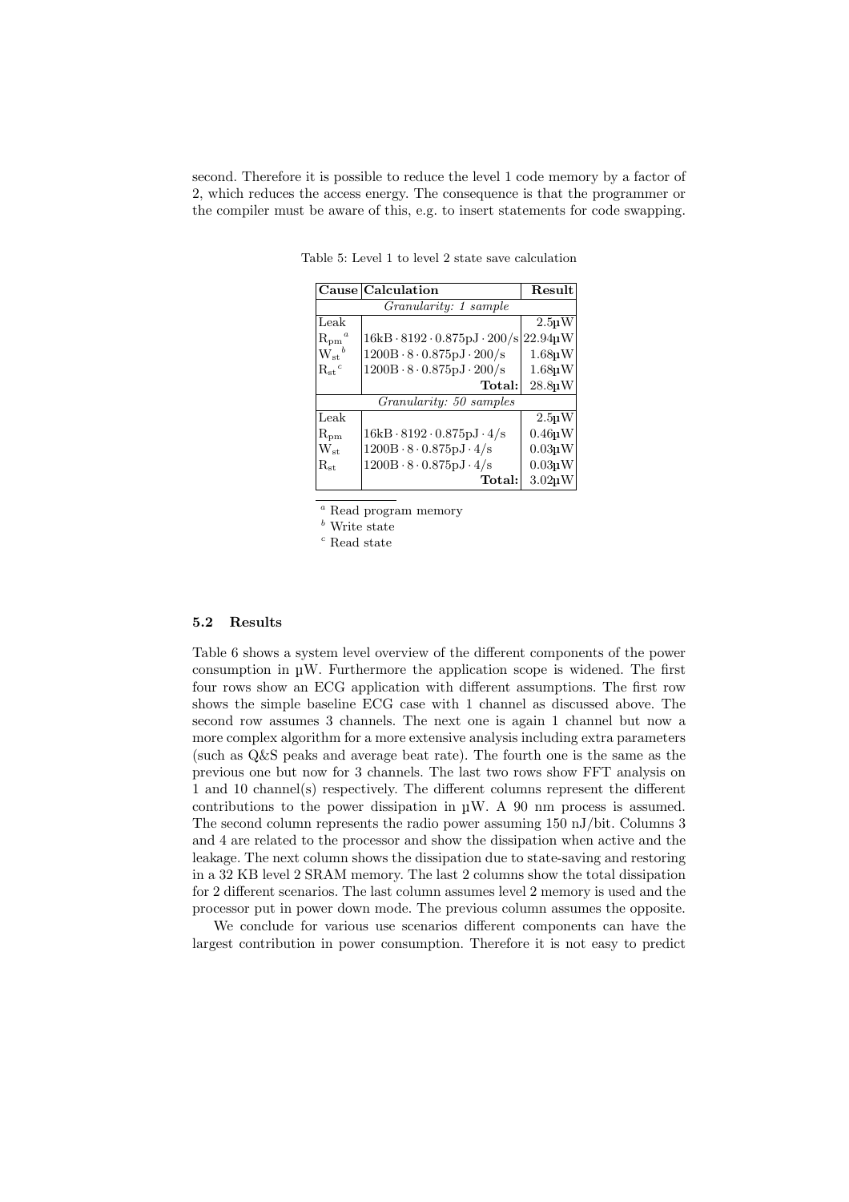second. Therefore it is possible to reduce the level 1 code memory by a factor of 2, which reduces the access energy. The consequence is that the programmer or the compiler must be aware of this, e.g. to insert statements for code swapping.

Table 5: Level 1 to level 2 state save calculation

| Cause | Calculation | Result |
|---|---|---|
| *Granularity: 1 sample* | | |
| Leak | | 2.5µW |
| $R_{pm}$ [a] | $16\text{kB} \cdot 8192 \cdot 0.875\text{pJ} \cdot 200/\text{s}$ | 22.94µW |
| $W_{st}$ [b] | $1200\text{B} \cdot 8 \cdot 0.875\text{pJ} \cdot 200/\text{s}$ | 1.68µW |
| $R_{st}$ [c] | $1200\text{B} \cdot 8 \cdot 0.875\text{pJ} \cdot 200/\text{s}$ | 1.68µW |
| | **Total:** | 28.8µW |
| *Granularity: 50 samples* | | |
| Leak | | 2.5µW |
| $R_{pm}$ | $16\text{kB} \cdot 8192 \cdot 0.875\text{pJ} \cdot 4/\text{s}$ | 0.46µW |
| $W_{st}$ | $1200\text{B} \cdot 8 \cdot 0.875\text{pJ} \cdot 4/\text{s}$ | 0.03µW |
| $R_{st}$ | $1200\text{B} \cdot 8 \cdot 0.875\text{pJ} \cdot 4/\text{s}$ | 0.03µW |
| | **Total:** | 3.02µW |

[a] Read program memory

[b] Write state

[c] Read state

### 5.2 Results

Table 6 shows a system level overview of the different components of the power consumption in µW. Furthermore the application scope is widened. The first four rows show an ECG application with different assumptions. The first row shows the simple baseline ECG case with 1 channel as discussed above. The second row assumes 3 channels. The next one is again 1 channel but now a more complex algorithm for a more extensive analysis including extra parameters (such as Q&S peaks and average beat rate). The fourth one is the same as the previous one but now for 3 channels. The last two rows show FFT analysis on 1 and 10 channel(s) respectively. The different columns represent the different contributions to the power dissipation in µW. A 90 nm process is assumed. The second column represents the radio power assuming 150 nJ/bit. Columns 3 and 4 are related to the processor and show the dissipation when active and the leakage. The next column shows the dissipation due to state-saving and restoring in a 32 KB level 2 SRAM memory. The last 2 columns show the total dissipation for 2 different scenarios. The last column assumes level 2 memory is used and the processor put in power down mode. The previous column assumes the opposite.

We conclude for various use scenarios different components can have the largest contribution in power consumption. Therefore it is not easy to predict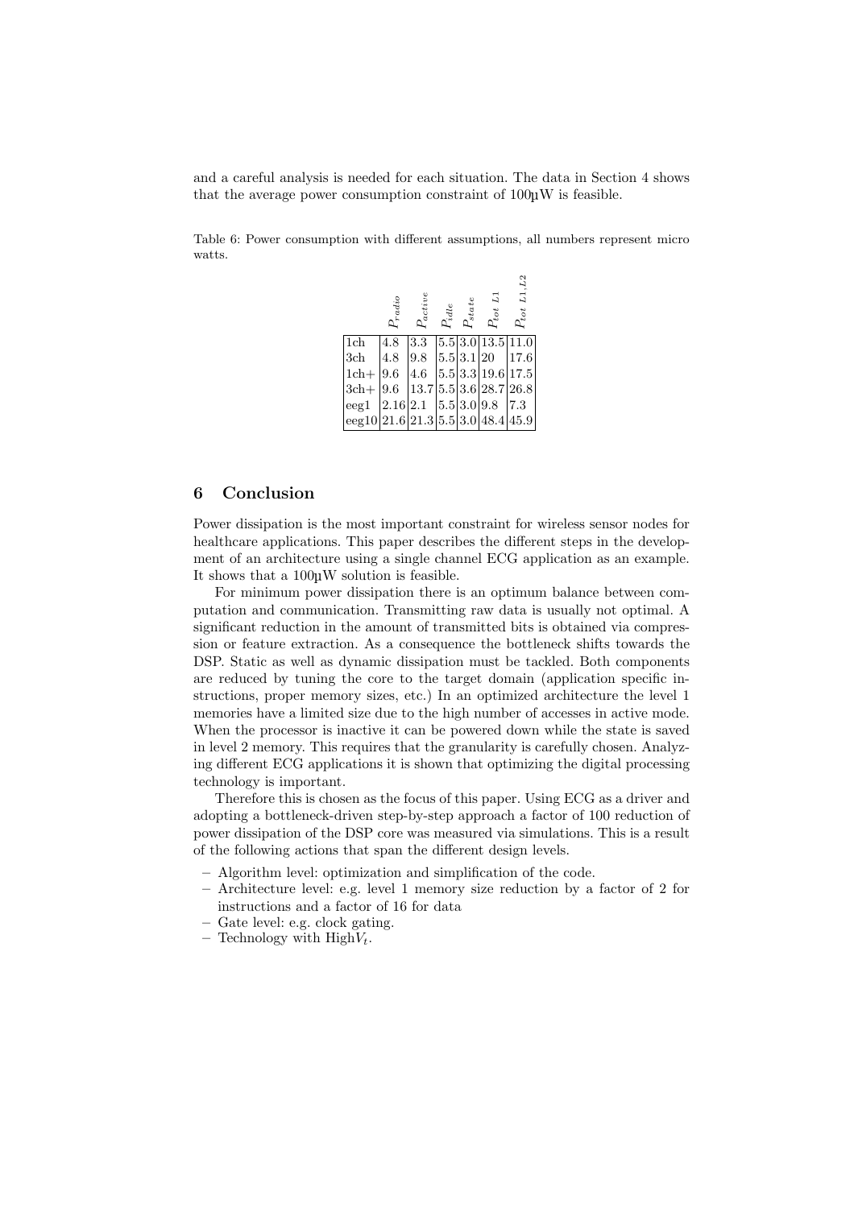and a careful analysis is needed for each situation. The data in Section 4 shows that the average power consumption constraint of 100µW is feasible.

Table 6: Power consumption with different assumptions, all numbers represent micro watts.

| | $P_{radio}$ | $P_{active}$ | $P_{idle}$ | $P_{state}$ | $P_{tot\ L1}$ | $P_{tot\ L1,L2}$ |
|---|---|---|---|---|---|---|
| 1ch | 4.8 | 3.3 | 5.5 | 3.0 | 13.5 | 11.0 |
| 3ch | 4.8 | 9.8 | 5.5 | 3.1 | 20 | 17.6 |
| 1ch+ | 9.6 | 4.6 | 5.5 | 3.3 | 19.6 | 17.5 |
| 3ch+ | 9.6 | 13.7 | 5.5 | 3.6 | 28.7 | 26.8 |
| eeg1 | 2.16 | 2.1 | 5.5 | 3.0 | 9.8 | 7.3 |
| eeg10 | 21.6 | 21.3 | 5.5 | 3.0 | 48.4 | 45.9 |

## 6 Conclusion

Power dissipation is the most important constraint for wireless sensor nodes for healthcare applications. This paper describes the different steps in the development of an architecture using a single channel ECG application as an example. It shows that a 100µW solution is feasible.

For minimum power dissipation there is an optimum balance between computation and communication. Transmitting raw data is usually not optimal. A significant reduction in the amount of transmitted bits is obtained via compression or feature extraction. As a consequence the bottleneck shifts towards the DSP. Static as well as dynamic dissipation must be tackled. Both components are reduced by tuning the core to the target domain (application specific instructions, proper memory sizes, etc.) In an optimized architecture the level 1 memories have a limited size due to the high number of accesses in active mode. When the processor is inactive it can be powered down while the state is saved in level 2 memory. This requires that the granularity is carefully chosen. Analyzing different ECG applications it is shown that optimizing the digital processing technology is important.

Therefore this is chosen as the focus of this paper. Using ECG as a driver and adopting a bottleneck-driven step-by-step approach a factor of 100 reduction of power dissipation of the DSP core was measured via simulations. This is a result of the following actions that span the different design levels.

- Algorithm level: optimization and simplification of the code.
- Architecture level: e.g. level 1 memory size reduction by a factor of 2 for instructions and a factor of 16 for data
- Gate level: e.g. clock gating.
- Technology with High$V_t$.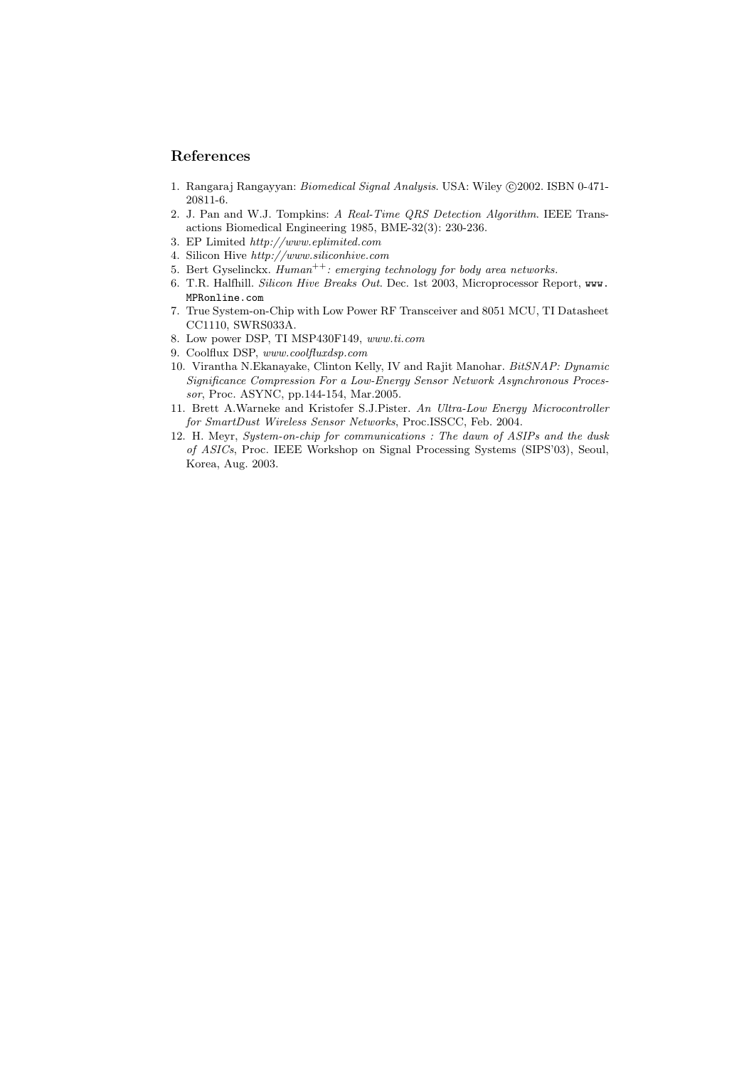## References

1. Rangaraj Rangayyan: *Biomedical Signal Analysis*. USA: Wiley ©2002. ISBN 0-471-20811-6.
2. J. Pan and W.J. Tompkins: *A Real-Time QRS Detection Algorithm*. IEEE Transactions Biomedical Engineering 1985, BME-32(3): 230-236.
3. EP Limited *http://www.eplimited.com*
4. Silicon Hive *http://www.siliconhive.com*
5. Bert Gyselinckx. *Human$^{++}$: emerging technology for body area networks.*
6. T.R. Halfhill. *Silicon Hive Breaks Out*. Dec. 1st 2003, Microprocessor Report, `www.MPRonline.com`
7. True System-on-Chip with Low Power RF Transceiver and 8051 MCU, TI Datasheet CC1110, SWRS033A.
8. Low power DSP, TI MSP430F149, *www.ti.com*
9. Coolflux DSP, *www.coolfluxdsp.com*
10. Virantha N.Ekanayake, Clinton Kelly, IV and Rajit Manohar. *BitSNAP: Dynamic Significance Compression For a Low-Energy Sensor Network Asynchronous Processor*, Proc. ASYNC, pp.144-154, Mar.2005.
11. Brett A.Warneke and Kristofer S.J.Pister. *An Ultra-Low Energy Microcontroller for SmartDust Wireless Sensor Networks*, Proc.ISSCC, Feb. 2004.
12. H. Meyr, *System-on-chip for communications : The dawn of ASIPs and the dusk of ASICs*, Proc. IEEE Workshop on Signal Processing Systems (SIPS'03), Seoul, Korea, Aug. 2003.